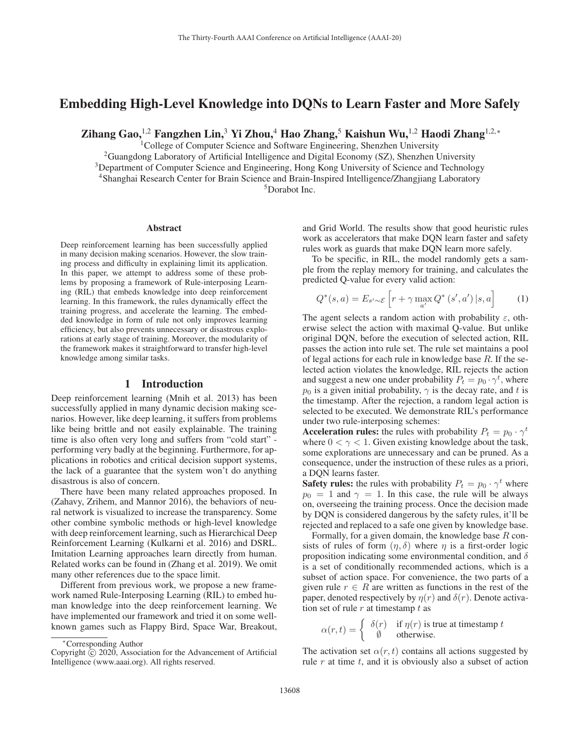# Embedding High-Level Knowledge into DQNs to Learn Faster and More Safely

**Zihang Gao,[1,2] Fangzhen Lin,[3] Yi Zhou,[4] Hao Zhang,[5] Kaishun Wu,[1,2] Haodi Zhang[1,2,*]**

[1]College of Computer Science and Software Engineering, Shenzhen University
[2]Guangdong Laboratory of Artificial Intelligence and Digital Economy (SZ), Shenzhen University
[3]Department of Computer Science and Engineering, Hong Kong University of Science and Technology
[4]Shanghai Research Center for Brain Science and Brain-Inspired Intelligence/Zhangjiang Laboratory
[5]Dorabot Inc.

### Abstract

Deep reinforcement learning has been successfully applied in many decision making scenarios. However, the slow training process and difficulty in explaining limit its application. In this paper, we attempt to address some of these problems by proposing a framework of Rule-interposing Learning (RIL) that embeds knowledge into deep reinforcement learning. In this framework, the rules dynamically effect the training progress, and accelerate the learning. The embedded knowledge in form of rule not only improves learning efficiency, but also prevents unnecessary or disastrous explorations at early stage of training. Moreover, the modularity of the framework makes it straightforward to transfer high-level knowledge among similar tasks.

## 1 Introduction

Deep reinforcement learning (Mnih et al. 2013) has been successfully applied in many dynamic decision making scenarios. However, like deep learning, it suffers from problems like being brittle and not easily explainable. The training time is also often very long and suffers from "cold start" - performing very badly at the beginning. Furthermore, for applications in robotics and critical decision support systems, the lack of a guarantee that the system won't do anything disastrous is also of concern.

There have been many related approaches proposed. In (Zahavy, Zrihem, and Mannor 2016), the behaviors of neural network is visualized to increase the transparency. Some other combine symbolic methods or high-level knowledge with deep reinforcement learning, such as Hierarchical Deep Reinforcement Learning (Kulkarni et al. 2016) and DSRL. Imitation Learning approaches learn directly from human. Related works can be found in (Zhang et al. 2019). We omit many other references due to the space limit.

Different from previous work, we propose a new framework named Rule-Interposing Learning (RIL) to embed human knowledge into the deep reinforcement learning. We have implemented our framework and tried it on some well-known games such as Flappy Bird, Space War, Breakout, and Grid World. The results show that good heuristic rules work as accelerators that make DQN learn faster and safety rules work as guards that make DQN learn more safely.

To be specific, in RIL, the model randomly gets a sample from the replay memory for training, and calculates the predicted Q-value for every valid action:

$$Q^*(s,a) = E_{s' \sim \mathcal{E}}\left[r + \gamma \max_{a'} Q^*(s',a') \,|s,a\right] \tag{1}$$

The agent selects a random action with probability $\varepsilon$, otherwise select the action with maximal Q-value. But unlike original DQN, before the execution of selected action, RIL passes the action into rule set. The rule set maintains a pool of legal actions for each rule in knowledge base $R$. If the selected action violates the knowledge, RIL rejects the action and suggest a new one under probability $P_t = p_0 \cdot \gamma^t$, where $p_0$ is a given initial probability, $\gamma$ is the decay rate, and $t$ is the timestamp. After the rejection, a random legal action is selected to be executed. We demonstrate RIL's performance under two rule-interposing schemes:

**Acceleration rules:** the rules with probability $P_t = p_0 \cdot \gamma^t$ where $0 < \gamma < 1$. Given existing knowledge about the task, some explorations are unnecessary and can be pruned. As a consequence, under the instruction of these rules as a priori, a DQN learns faster.

**Safety rules:** the rules with probability $P_t = p_0 \cdot \gamma^t$ where $p_0 = 1$ and $\gamma = 1$. In this case, the rule will be always on, overseeing the training process. Once the decision made by DQN is considered dangerous by the safety rules, it'll be rejected and replaced to a safe one given by knowledge base.

Formally, for a given domain, the knowledge base $R$ consists of rules of form $(\eta, \delta)$ where $\eta$ is a first-order logic proposition indicating some environmental condition, and $\delta$ is a set of conditionally recommended actions, which is a subset of action space. For convenience, the two parts of a given rule $r \in R$ are written as functions in the rest of the paper, denoted respectively by $\eta(r)$ and $\delta(r)$. Denote activation set of rule $r$ at timestamp $t$ as

$$\alpha(r,t) = \begin{cases} \delta(r) & \text{if } \eta(r) \text{ is true at timestamp } t \\ \emptyset & \text{otherwise.} \end{cases}$$

The activation set $\alpha(r,t)$ contains all actions suggested by rule $r$ at time $t$, and it is obviously also a subset of action

---

[*]Corresponding Author

Copyright © 2020, Association for the Advancement of Artificial Intelligence (www.aaai.org). All rights reserved.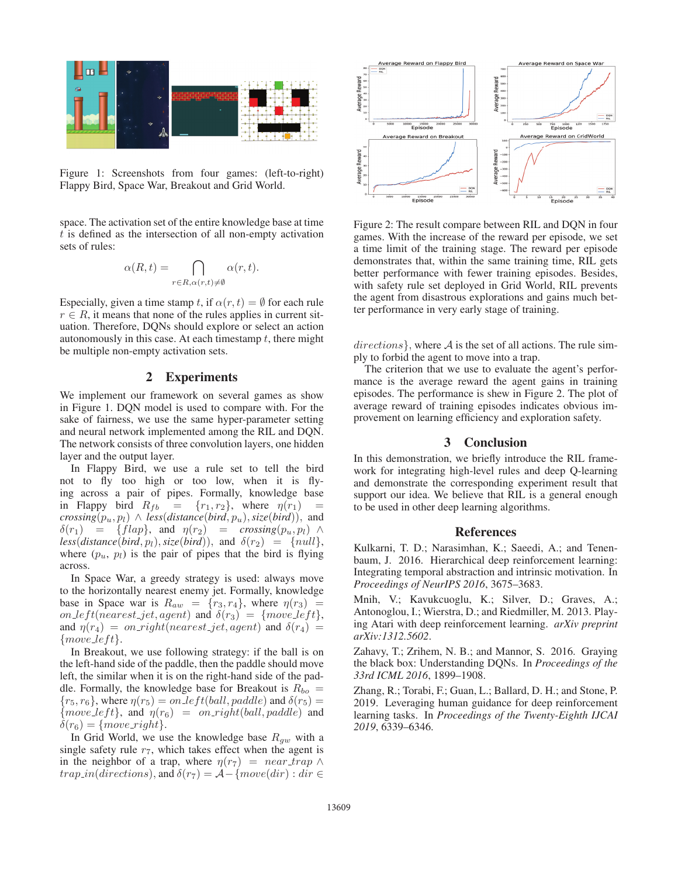Figure 1: Screenshots from four games: (left-to-right) Flappy Bird, Space War, Breakout and Grid World.

space. The activation set of the entire knowledge base at time $t$ is defined as the intersection of all non-empty activation sets of rules:

$$\alpha(R, t) = \bigcap_{r \in R, \alpha(r,t) \neq \emptyset} \alpha(r, t).$$

Especially, given a time stamp $t$, if $\alpha(r, t) = \emptyset$ for each rule $r \in R$, it means that none of the rules applies in current situation. Therefore, DQNs should explore or select an action autonomously in this case. At each timestamp $t$, there might be multiple non-empty activation sets.

## 2 Experiments

We implement our framework on several games as show in Figure 1. DQN model is used to compare with. For the sake of fairness, we use the same hyper-parameter setting and neural network implemented among the RIL and DQN. The network consists of three convolution layers, one hidden layer and the output layer.

In Flappy Bird, we use a rule set to tell the bird not to fly too high or too low, when it is flying across a pair of pipes. Formally, knowledge base in Flappy bird $R_{fb} = \{r_1, r_2\}$, where $\eta(r_1) = crossing(p_u, p_l) \wedge less(distance(bird, p_u), size(bird))$, and $\delta(r_1) = \{flap\}$, and $\eta(r_2) = crossing(p_u, p_l) \wedge less(distance(bird, p_l), size(bird))$, and $\delta(r_2) = \{null\}$, where ($p_u$, $p_l$) is the pair of pipes that the bird is flying across.

In Space War, a greedy strategy is used: always move to the horizontally nearest enemy jet. Formally, knowledge base in Space war is $R_{aw} = \{r_3, r_4\}$, where $\eta(r_3) = on\_left(nearest\_jet, agent)$ and $\delta(r_3) = \{move\_left\}$, and $\eta(r_4) = on\_right(nearest\_jet, agent)$ and $\delta(r_4) = \{move\_left\}$.

In Breakout, we use following strategy: if the ball is on the left-hand side of the paddle, then the paddle should move left, the similar when it is on the right-hand side of the paddle. Formally, the knowledge base for Breakout is $R_{bo} = \{r_5, r_6\}$, where $\eta(r_5) = on\_left(ball, paddle)$ and $\delta(r_5) = \{move\_left\}$, and $\eta(r_6) = on\_right(ball, paddle)$ and $\delta(r_6) = \{move\_right\}$.

In Grid World, we use the knowledge base $R_{gw}$ with a single safety rule $r_7$, which takes effect when the agent is in the neighbor of a trap, where $\eta(r_7) = near\_trap \wedge trap\_in(directions)$, and $\delta(r_7) = \mathcal{A} - \{move(dir) : dir \in directions\}$, where $\mathcal{A}$ is the set of all actions. The rule simply to forbid the agent to move into a trap.

Average Reward on Flappy Bird

Average Reward on Space War

Average Reward on Breakout

Average Reward on GridWorld

Figure 2: The result compare between RIL and DQN in four games. With the increase of the reward per episode, we set a time limit of the training stage. The reward per episode demonstrates that, within the same training time, RIL gets better performance with fewer training episodes. Besides, with safety rule set deployed in Grid World, RIL prevents the agent from disastrous explorations and gains much better performance in very early stage of training.

The criterion that we use to evaluate the agent's performance is the average reward the agent gains in training episodes. The performance is shew in Figure 2. The plot of average reward of training episodes indicates obvious improvement on learning efficiency and exploration safety.

## 3 Conclusion

In this demonstration, we briefly introduce the RIL framework for integrating high-level rules and deep Q-learning and demonstrate the corresponding experiment result that support our idea. We believe that RIL is a general enough to be used in other deep learning algorithms.

## References

Kulkarni, T. D.; Narasimhan, K.; Saeedi, A.; and Tenenbaum, J. 2016. Hierarchical deep reinforcement learning: Integrating temporal abstraction and intrinsic motivation. In *Proceedings of NeurIPS 2016*, 3675–3683.

Mnih, V.; Kavukcuoglu, K.; Silver, D.; Graves, A.; Antonoglou, I.; Wierstra, D.; and Riedmiller, M. 2013. Playing Atari with deep reinforcement learning. *arXiv preprint arXiv:1312.5602*.

Zahavy, T.; Zrihem, N. B.; and Mannor, S. 2016. Graying the black box: Understanding DQNs. In *Proceedings of the 33rd ICML 2016*, 1899–1908.

Zhang, R.; Torabi, F.; Guan, L.; Ballard, D. H.; and Stone, P. 2019. Leveraging human guidance for deep reinforcement learning tasks. In *Proceedings of the Twenty-Eighth IJCAI 2019*, 6339–6346.